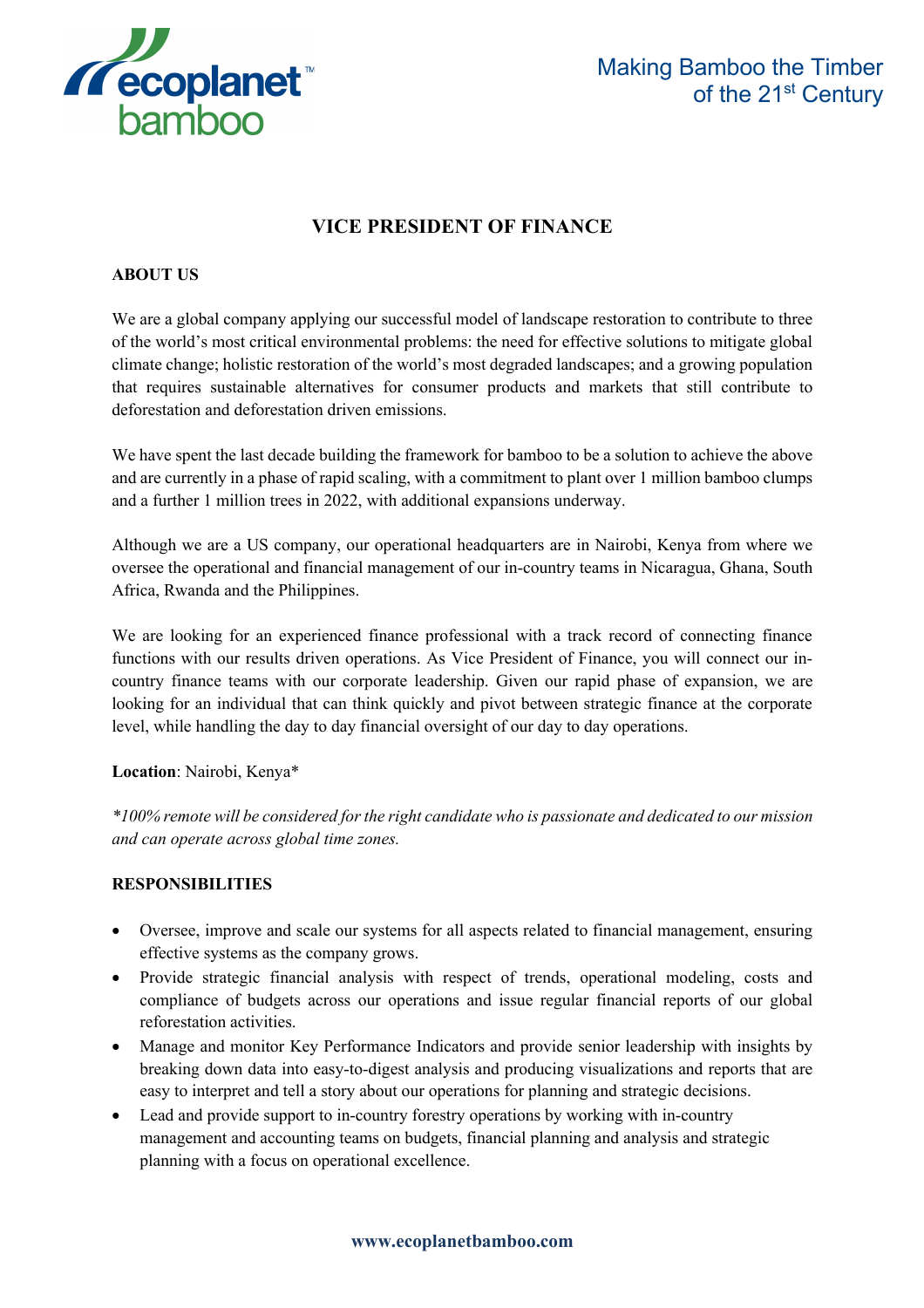Making Bamboo the Timber of the 21st Century

# VICE PRESIDENT OF FINANCE

## ABOUT US

We are a global company applying our successful model of landscape restoration to contribute to three of the world's most critical environmental problems: the need for effective solutions to mitigate global climate change; holistic restoration of the world's most degraded landscapes; and a growing population that requires sustainable alternatives for consumer products and markets that still contribute to deforestation and deforestation driven emissions.

We have spent the last decade building the framework for bamboo to be a solution to achieve the above and are currently in a phase of rapid scaling, with a commitment to plant over 1 million bamboo clumps and a further 1 million trees in 2022, with additional expansions underway.

Although we are a US company, our operational headquarters are in Nairobi, Kenya from where we oversee the operational and financial management of our in-country teams in Nicaragua, Ghana, South Africa, Rwanda and the Philippines.

We are looking for an experienced finance professional with a track record of connecting finance functions with our results driven operations. As Vice President of Finance, you will connect our in-country finance teams with our corporate leadership. Given our rapid phase of expansion, we are looking for an individual that can think quickly and pivot between strategic finance at the corporate level, while handling the day to day financial oversight of our day to day operations.

**Location**: Nairobi, Kenya*

*\*100% remote will be considered for the right candidate who is passionate and dedicated to our mission and can operate across global time zones.*

## RESPONSIBILITIES

- Oversee, improve and scale our systems for all aspects related to financial management, ensuring effective systems as the company grows.
- Provide strategic financial analysis with respect of trends, operational modeling, costs and compliance of budgets across our operations and issue regular financial reports of our global reforestation activities.
- Manage and monitor Key Performance Indicators and provide senior leadership with insights by breaking down data into easy-to-digest analysis and producing visualizations and reports that are easy to interpret and tell a story about our operations for planning and strategic decisions.
- Lead and provide support to in-country forestry operations by working with in-country management and accounting teams on budgets, financial planning and analysis and strategic planning with a focus on operational excellence.

www.ecoplanetbamboo.com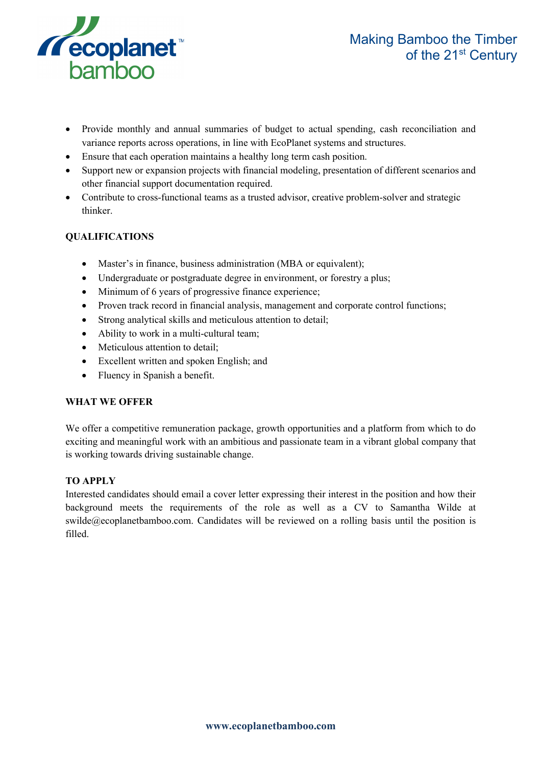- Provide monthly and annual summaries of budget to actual spending, cash reconciliation and variance reports across operations, in line with EcoPlanet systems and structures.
- Ensure that each operation maintains a healthy long term cash position.
- Support new or expansion projects with financial modeling, presentation of different scenarios and other financial support documentation required.
- Contribute to cross-functional teams as a trusted advisor, creative problem-solver and strategic thinker.

**QUALIFICATIONS**

- Master's in finance, business administration (MBA or equivalent);
- Undergraduate or postgraduate degree in environment, or forestry a plus;
- Minimum of 6 years of progressive finance experience;
- Proven track record in financial analysis, management and corporate control functions;
- Strong analytical skills and meticulous attention to detail;
- Ability to work in a multi-cultural team;
- Meticulous attention to detail;
- Excellent written and spoken English; and
- Fluency in Spanish a benefit.

**WHAT WE OFFER**

We offer a competitive remuneration package, growth opportunities and a platform from which to do exciting and meaningful work with an ambitious and passionate team in a vibrant global company that is working towards driving sustainable change.

**TO APPLY**

Interested candidates should email a cover letter expressing their interest in the position and how their background meets the requirements of the role as well as a CV to Samantha Wilde at swilde@ecoplanetbamboo.com. Candidates will be reviewed on a rolling basis until the position is filled.